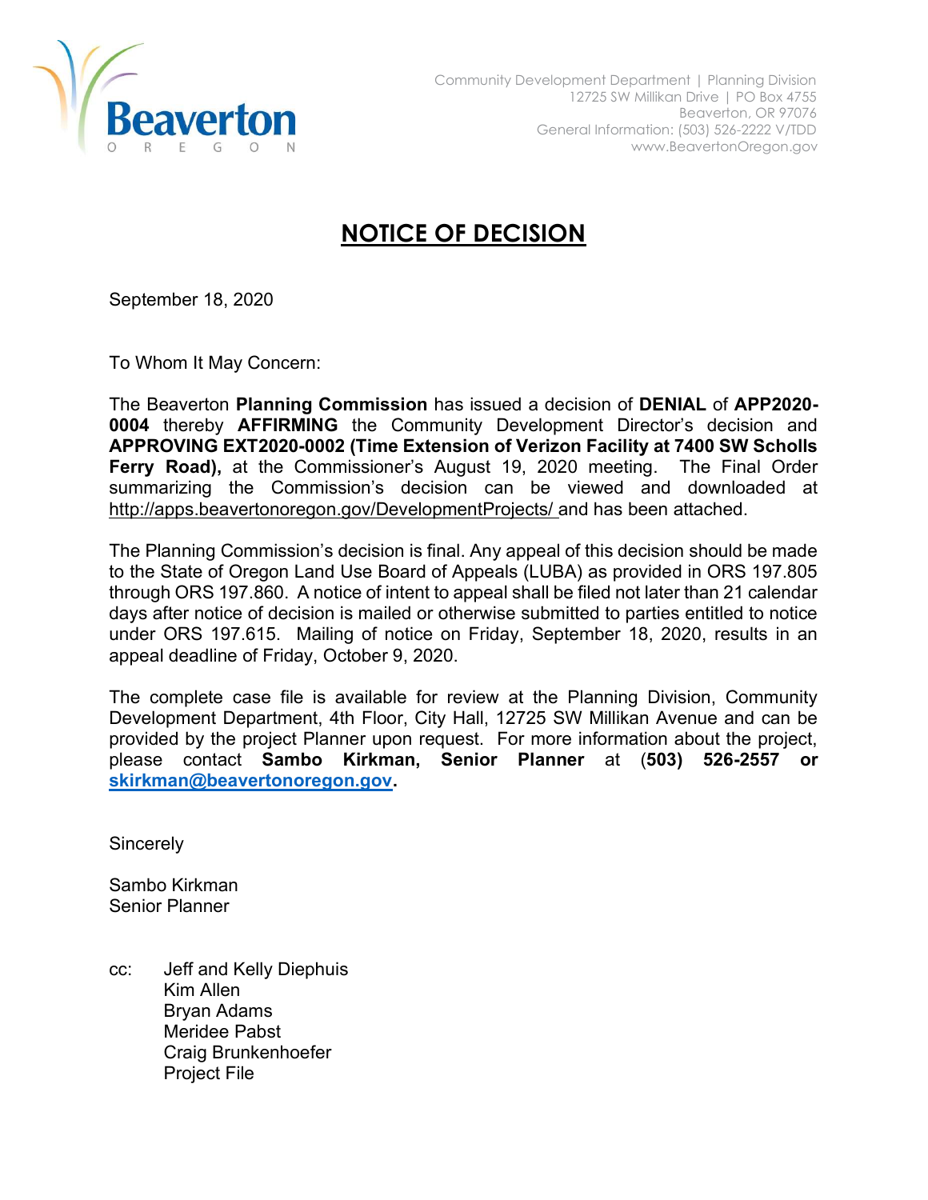Beaverton
OREGON

Community Development Department | Planning Division
12725 SW Millikan Drive | PO Box 4755
Beaverton, OR 97076
General Information: (503) 526-2222 V/TDD
www.BeavertonOregon.gov

# NOTICE OF DECISION

September 18, 2020

To Whom It May Concern:

The Beaverton **Planning Commission** has issued a decision of **DENIAL** of **APP2020-0004** thereby **AFFIRMING** the Community Development Director's decision and **APPROVING EXT2020-0002 (Time Extension of Verizon Facility at 7400 SW Scholls Ferry Road),** at the Commissioner's August 19, 2020 meeting. The Final Order summarizing the Commission's decision can be viewed and downloaded at http://apps.beavertonoregon.gov/DevelopmentProjects/ and has been attached.

The Planning Commission's decision is final. Any appeal of this decision should be made to the State of Oregon Land Use Board of Appeals (LUBA) as provided in ORS 197.805 through ORS 197.860. A notice of intent to appeal shall be filed not later than 21 calendar days after notice of decision is mailed or otherwise submitted to parties entitled to notice under ORS 197.615. Mailing of notice on Friday, September 18, 2020, results in an appeal deadline of Friday, October 9, 2020.

The complete case file is available for review at the Planning Division, Community Development Department, 4th Floor, City Hall, 12725 SW Millikan Avenue and can be provided by the project Planner upon request. For more information about the project, please contact **Sambo Kirkman, Senior Planner** at (**503) 526-2557 or skirkman@beavertonoregon.gov.**

Sincerely

Sambo Kirkman
Senior Planner

cc: Jeff and Kelly Diephuis
Kim Allen
Bryan Adams
Meridee Pabst
Craig Brunkenhoefer
Project File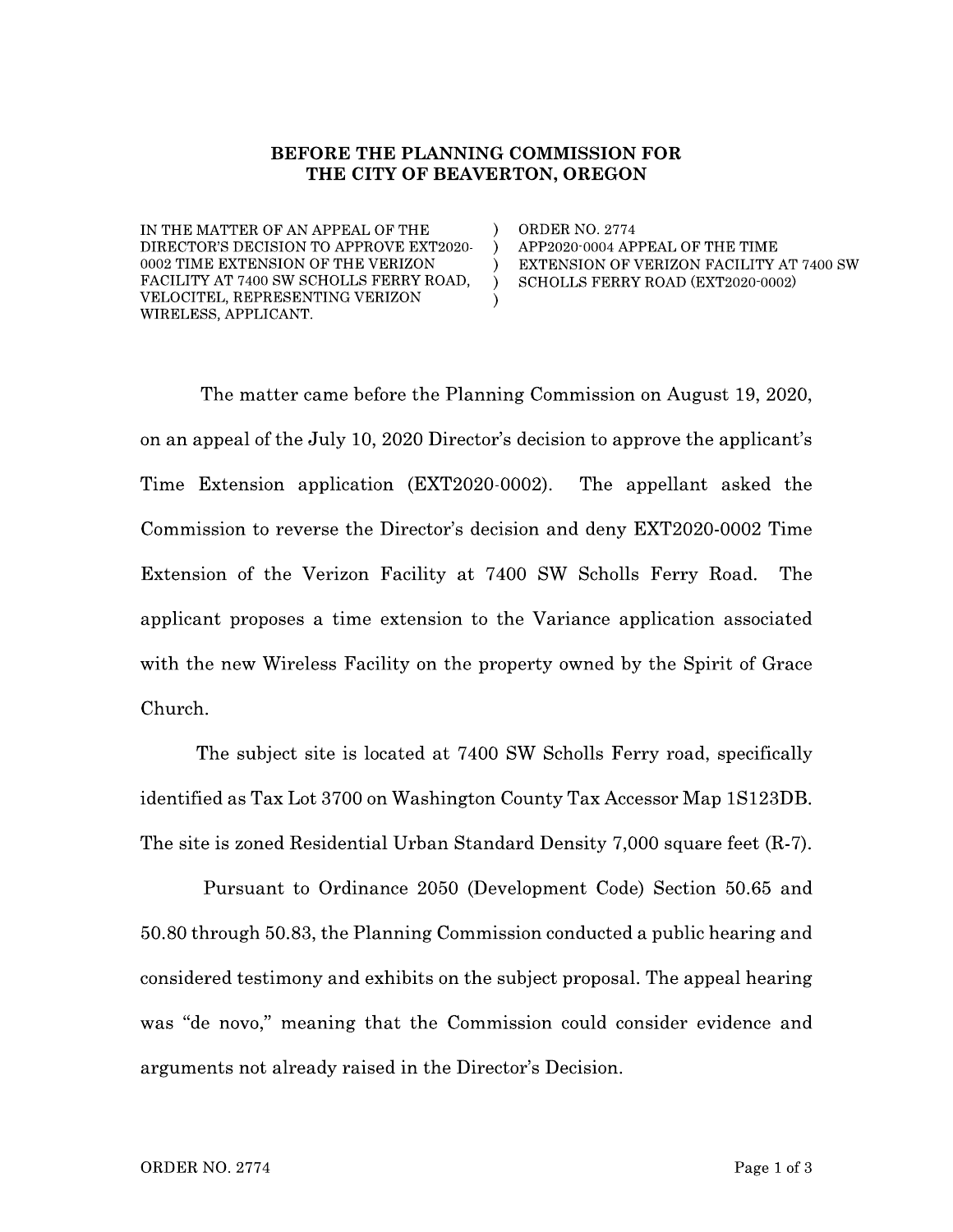**BEFORE THE PLANNING COMMISSION FOR THE CITY OF BEAVERTON, OREGON**

| | | |
|---|---|---|
| IN THE MATTER OF AN APPEAL OF THE DIRECTOR'S DECISION TO APPROVE EXT2020-0002 TIME EXTENSION OF THE VERIZON FACILITY AT 7400 SW SCHOLLS FERRY ROAD, VELOCITEL, REPRESENTING VERIZON WIRELESS, APPLICANT. | ) | ORDER NO. 2774 APP2020-0004 APPEAL OF THE TIME EXTENSION OF VERIZON FACILITY AT 7400 SW SCHOLLS FERRY ROAD (EXT2020-0002) |

The matter came before the Planning Commission on August 19, 2020, on an appeal of the July 10, 2020 Director's decision to approve the applicant's Time Extension application (EXT2020-0002). The appellant asked the Commission to reverse the Director's decision and deny EXT2020-0002 Time Extension of the Verizon Facility at 7400 SW Scholls Ferry Road. The applicant proposes a time extension to the Variance application associated with the new Wireless Facility on the property owned by the Spirit of Grace Church.

The subject site is located at 7400 SW Scholls Ferry road, specifically identified as Tax Lot 3700 on Washington County Tax Accessor Map 1S123DB. The site is zoned Residential Urban Standard Density 7,000 square feet (R-7).

Pursuant to Ordinance 2050 (Development Code) Section 50.65 and 50.80 through 50.83, the Planning Commission conducted a public hearing and considered testimony and exhibits on the subject proposal. The appeal hearing was "de novo," meaning that the Commission could consider evidence and arguments not already raised in the Director's Decision.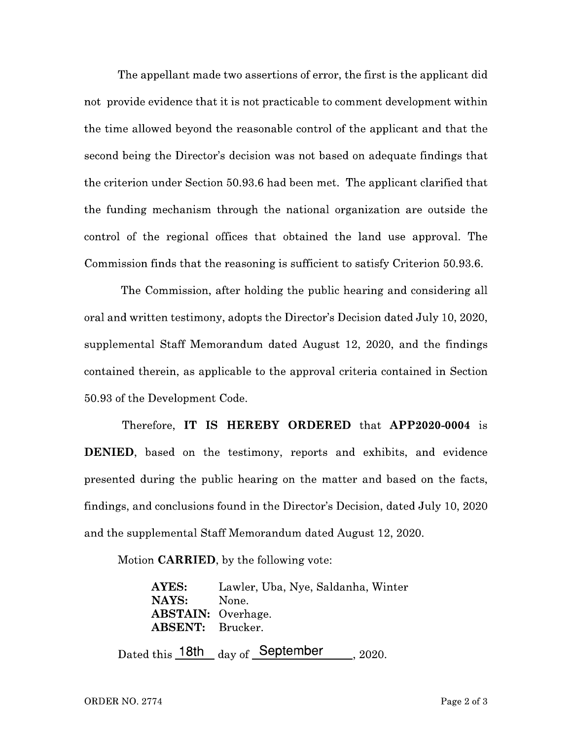The appellant made two assertions of error, the first is the applicant did not provide evidence that it is not practicable to comment development within the time allowed beyond the reasonable control of the applicant and that the second being the Director's decision was not based on adequate findings that the criterion under Section 50.93.6 had been met. The applicant clarified that the funding mechanism through the national organization are outside the control of the regional offices that obtained the land use approval. The Commission finds that the reasoning is sufficient to satisfy Criterion 50.93.6.

The Commission, after holding the public hearing and considering all oral and written testimony, adopts the Director's Decision dated July 10, 2020, supplemental Staff Memorandum dated August 12, 2020, and the findings contained therein, as applicable to the approval criteria contained in Section 50.93 of the Development Code.

Therefore, **IT IS HEREBY ORDERED** that **APP2020-0004** is **DENIED**, based on the testimony, reports and exhibits, and evidence presented during the public hearing on the matter and based on the facts, findings, and conclusions found in the Director's Decision, dated July 10, 2020 and the supplemental Staff Memorandum dated August 12, 2020.

Motion **CARRIED**, by the following vote:

**AYES:** Lawler, Uba, Nye, Saldanha, Winter
**NAYS:** None.
**ABSTAIN:** Overhage.
**ABSENT:** Brucker.

Dated this 18th day of September, 2020.

ORDER NO. 2774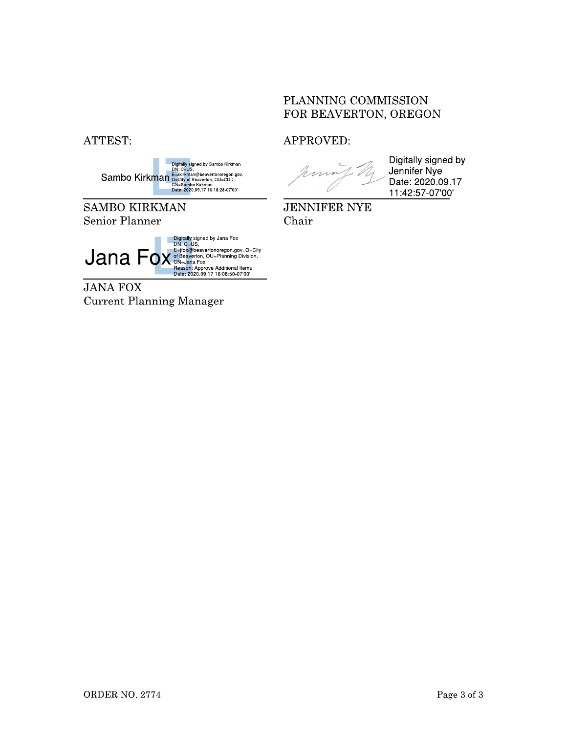PLANNING COMMISSION
FOR BEAVERTON, OREGON

ATTEST:

Sambo Kirkman Digitally signed by Sambo Kirkman
DN: C=US,
E=skirkman@beavertonoregon.gov,
O=City of Beaverton, OU=CDD,
CN=Sambo Kirkman
Date: 2020.09.17 16:18:28-07'00'

SAMBO KIRKMAN
Senior Planner

Jana Fox Digitally signed by Jana Fox
DN: C=US,
E=jfox@beavertonoregon.gov, O=City of Beaverton, OU=Planning Division,
CN=Jana Fox
Reason: Approve Additional Items
Date: 2020.09.17 16:08:50-07'00'

JANA FOX
Current Planning Manager

APPROVED:

Digitally signed by Jennifer Nye
Date: 2020.09.17 11:42:57-07'00'

JENNIFER NYE
Chair

ORDER NO. 2774